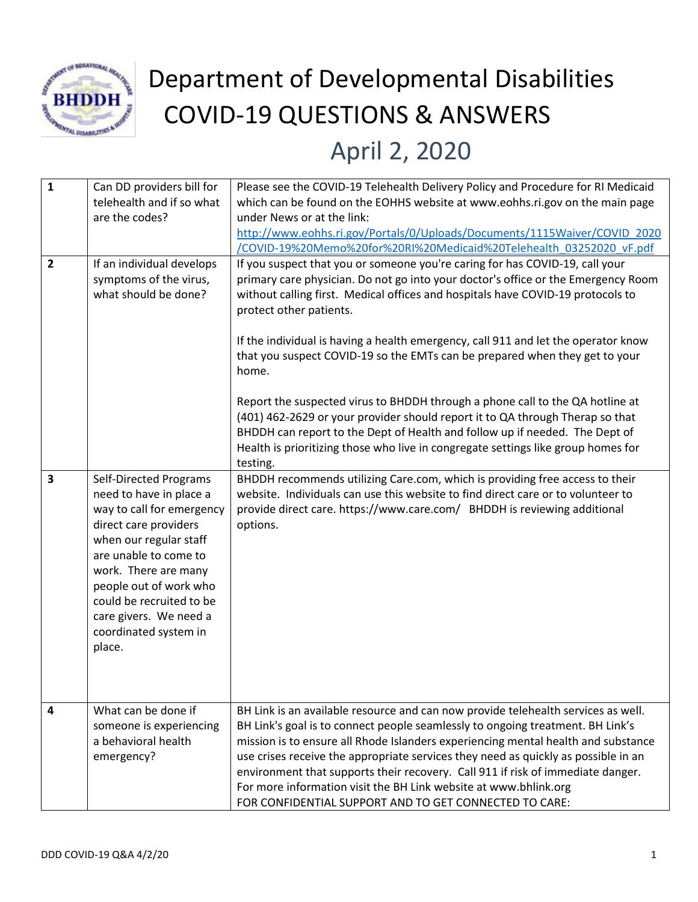# Department of Developmental Disabilities COVID-19 QUESTIONS & ANSWERS

## April 2, 2020

| # | Question | Answer |
|---|---|---|
| 1 | Can DD providers bill for telehealth and if so what are the codes? | Please see the COVID-19 Telehealth Delivery Policy and Procedure for RI Medicaid which can be found on the EOHHS website at www.eohhs.ri.gov on the main page under News or at the link: http://www.eohhs.ri.gov/Portals/0/Uploads/Documents/1115Waiver/COVID_2020/COVID-19%20Memo%20for%20RI%20Medicaid%20Telehealth_03252020_vF.pdf |
| 2 | If an individual develops symptoms of the virus, what should be done? | If you suspect that you or someone you're caring for has COVID-19, call your primary care physician. Do not go into your doctor's office or the Emergency Room without calling first. Medical offices and hospitals have COVID-19 protocols to protect other patients.<br><br>If the individual is having a health emergency, call 911 and let the operator know that you suspect COVID-19 so the EMTs can be prepared when they get to your home.<br><br>Report the suspected virus to BHDDH through a phone call to the QA hotline at (401) 462-2629 or your provider should report it to QA through Therap so that BHDDH can report to the Dept of Health and follow up if needed. The Dept of Health is prioritizing those who live in congregate settings like group homes for testing. |
| 3 | Self-Directed Programs need to have in place a way to call for emergency direct care providers when our regular staff are unable to come to work. There are many people out of work who could be recruited to be care givers. We need a coordinated system in place. | BHDDH recommends utilizing Care.com, which is providing free access to their website. Individuals can use this website to find direct care or to volunteer to provide direct care. https://www.care.com/ BHDDH is reviewing additional options. |
| 4 | What can be done if someone is experiencing a behavioral health emergency? | BH Link is an available resource and can now provide telehealth services as well. BH Link's goal is to connect people seamlessly to ongoing treatment. BH Link's mission is to ensure all Rhode Islanders experiencing mental health and substance use crises receive the appropriate services they need as quickly as possible in an environment that supports their recovery. Call 911 if risk of immediate danger. For more information visit the BH Link website at www.bhlink.org<br>FOR CONFIDENTIAL SUPPORT AND TO GET CONNECTED TO CARE: |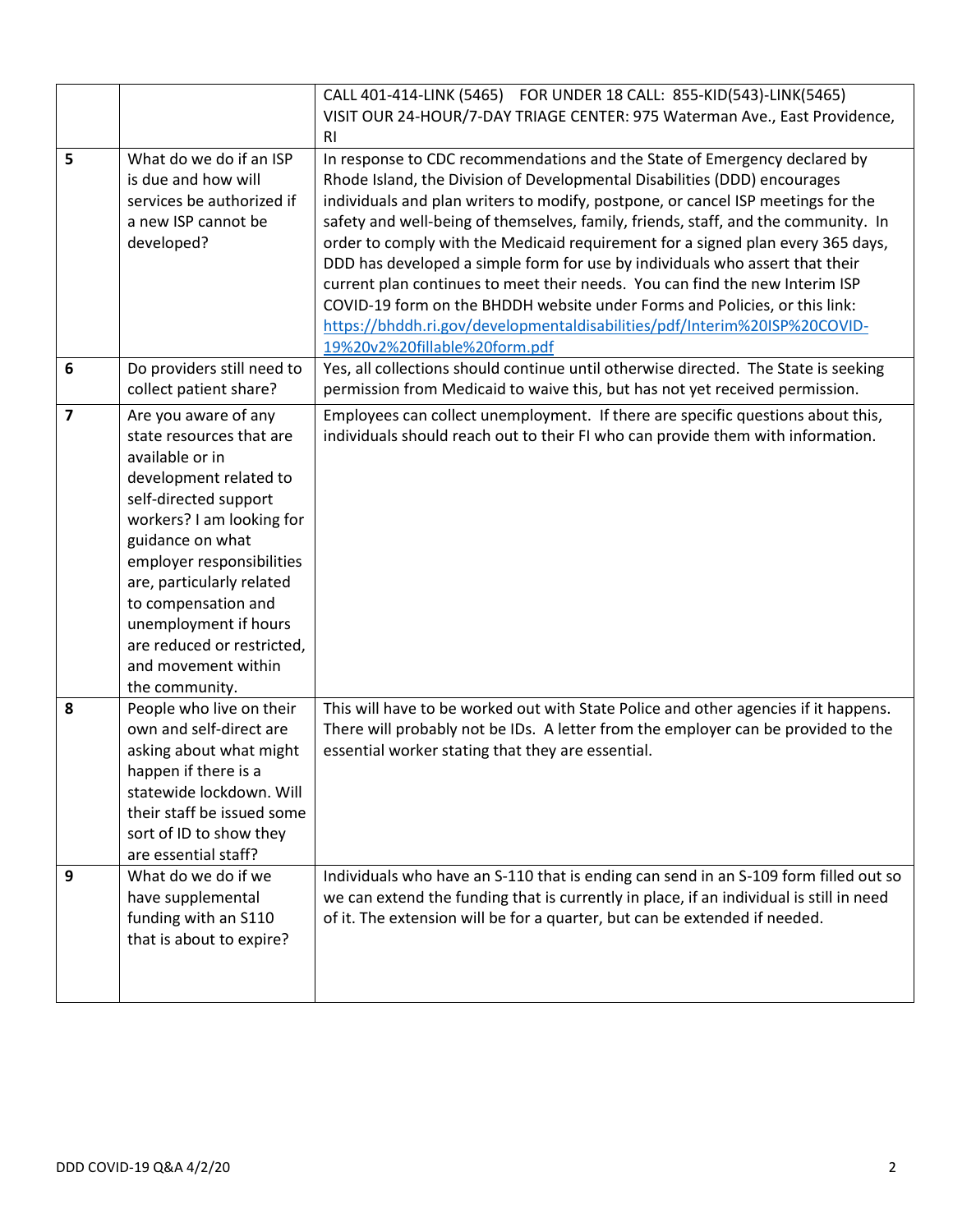|   |   |   |
|---|---|---|
|   |   | CALL 401-414-LINK (5465)    FOR UNDER 18 CALL:  855-KID(543)-LINK(5465)<br>VISIT OUR 24-HOUR/7-DAY TRIAGE CENTER: 975 Waterman Ave., East Providence, RI |
| 5 | What do we do if an ISP is due and how will services be authorized if a new ISP cannot be developed? | In response to CDC recommendations and the State of Emergency declared by Rhode Island, the Division of Developmental Disabilities (DDD) encourages individuals and plan writers to modify, postpone, or cancel ISP meetings for the safety and well-being of themselves, family, friends, staff, and the community.  In order to comply with the Medicaid requirement for a signed plan every 365 days, DDD has developed a simple form for use by individuals who assert that their current plan continues to meet their needs.  You can find the new Interim ISP COVID-19 form on the BHDDH website under Forms and Policies, or this link: https://bhddh.ri.gov/developmentaldisabilities/pdf/Interim%20ISP%20COVID-19%20v2%20fillable%20form.pdf |
| 6 | Do providers still need to collect patient share? | Yes, all collections should continue until otherwise directed.  The State is seeking permission from Medicaid to waive this, but has not yet received permission. |
| 7 | Are you aware of any state resources that are available or in development related to self-directed support workers? I am looking for guidance on what employer responsibilities are, particularly related to compensation and unemployment if hours are reduced or restricted, and movement within the community. | Employees can collect unemployment.  If there are specific questions about this, individuals should reach out to their FI who can provide them with information. |
| 8 | People who live on their own and self-direct are asking about what might happen if there is a statewide lockdown. Will their staff be issued some sort of ID to show they are essential staff? | This will have to be worked out with State Police and other agencies if it happens. There will probably not be IDs.  A letter from the employer can be provided to the essential worker stating that they are essential. |
| 9 | What do we do if we have supplemental funding with an S110 that is about to expire? | Individuals who have an S-110 that is ending can send in an S-109 form filled out so we can extend the funding that is currently in place, if an individual is still in need of it. The extension will be for a quarter, but can be extended if needed. |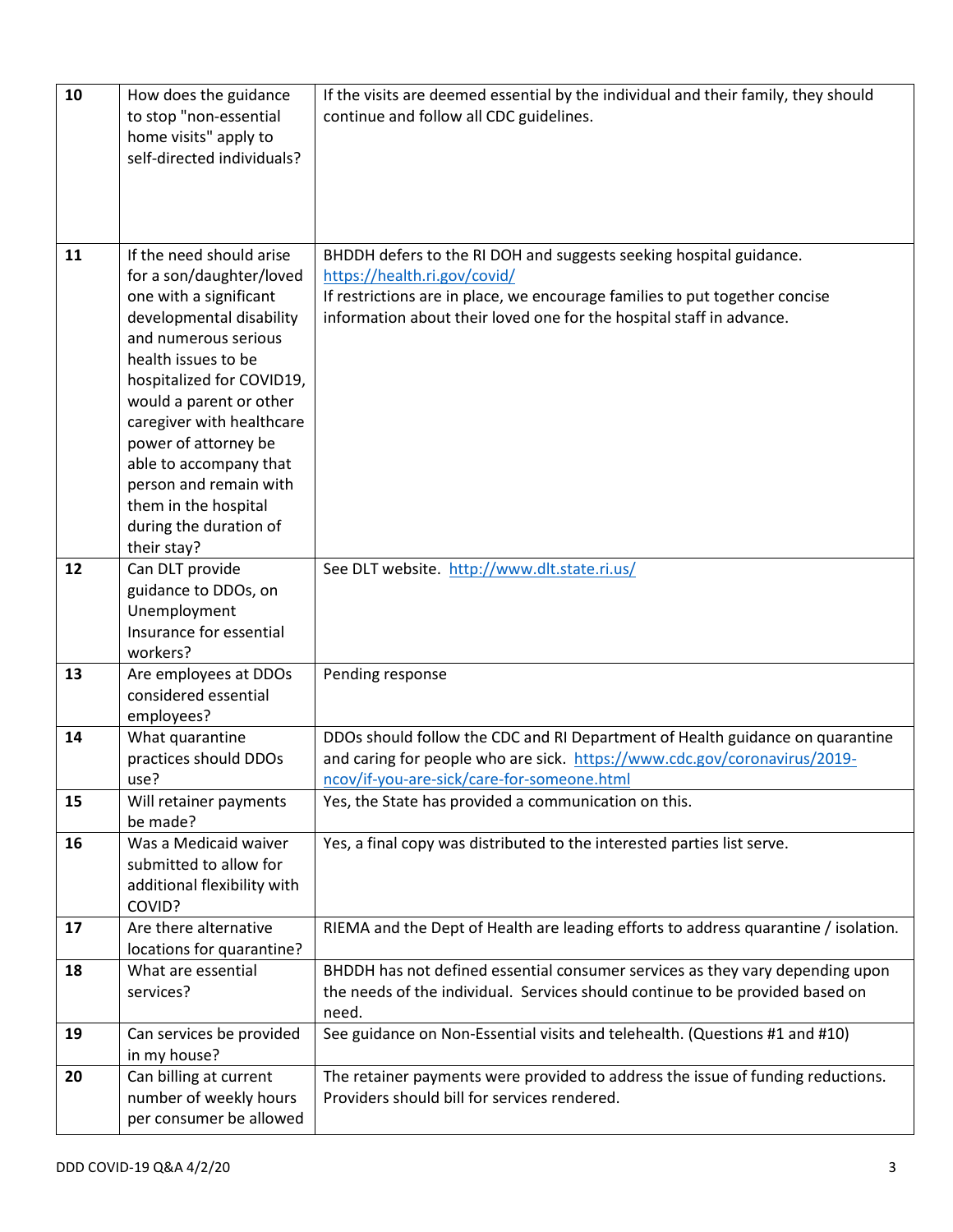| | | |
|---|---|---|
| 10 | How does the guidance to stop "non-essential home visits" apply to self-directed individuals? | If the visits are deemed essential by the individual and their family, they should continue and follow all CDC guidelines. |
| 11 | If the need should arise for a son/daughter/loved one with a significant developmental disability and numerous serious health issues to be hospitalized for COVID19, would a parent or other caregiver with healthcare power of attorney be able to accompany that person and remain with them in the hospital during the duration of their stay? | BHDDH defers to the RI DOH and suggests seeking hospital guidance. https://health.ri.gov/covid/<br>If restrictions are in place, we encourage families to put together concise information about their loved one for the hospital staff in advance. |
| 12 | Can DLT provide guidance to DDOs, on Unemployment Insurance for essential workers? | See DLT website. http://www.dlt.state.ri.us/ |
| 13 | Are employees at DDOs considered essential employees? | Pending response |
| 14 | What quarantine practices should DDOs use? | DDOs should follow the CDC and RI Department of Health guidance on quarantine and caring for people who are sick. https://www.cdc.gov/coronavirus/2019-ncov/if-you-are-sick/care-for-someone.html |
| 15 | Will retainer payments be made? | Yes, the State has provided a communication on this. |
| 16 | Was a Medicaid waiver submitted to allow for additional flexibility with COVID? | Yes, a final copy was distributed to the interested parties list serve. |
| 17 | Are there alternative locations for quarantine? | RIEMA and the Dept of Health are leading efforts to address quarantine / isolation. |
| 18 | What are essential services? | BHDDH has not defined essential consumer services as they vary depending upon the needs of the individual. Services should continue to be provided based on need. |
| 19 | Can services be provided in my house? | See guidance on Non-Essential visits and telehealth. (Questions #1 and #10) |
| 20 | Can billing at current number of weekly hours per consumer be allowed | The retainer payments were provided to address the issue of funding reductions. Providers should bill for services rendered. |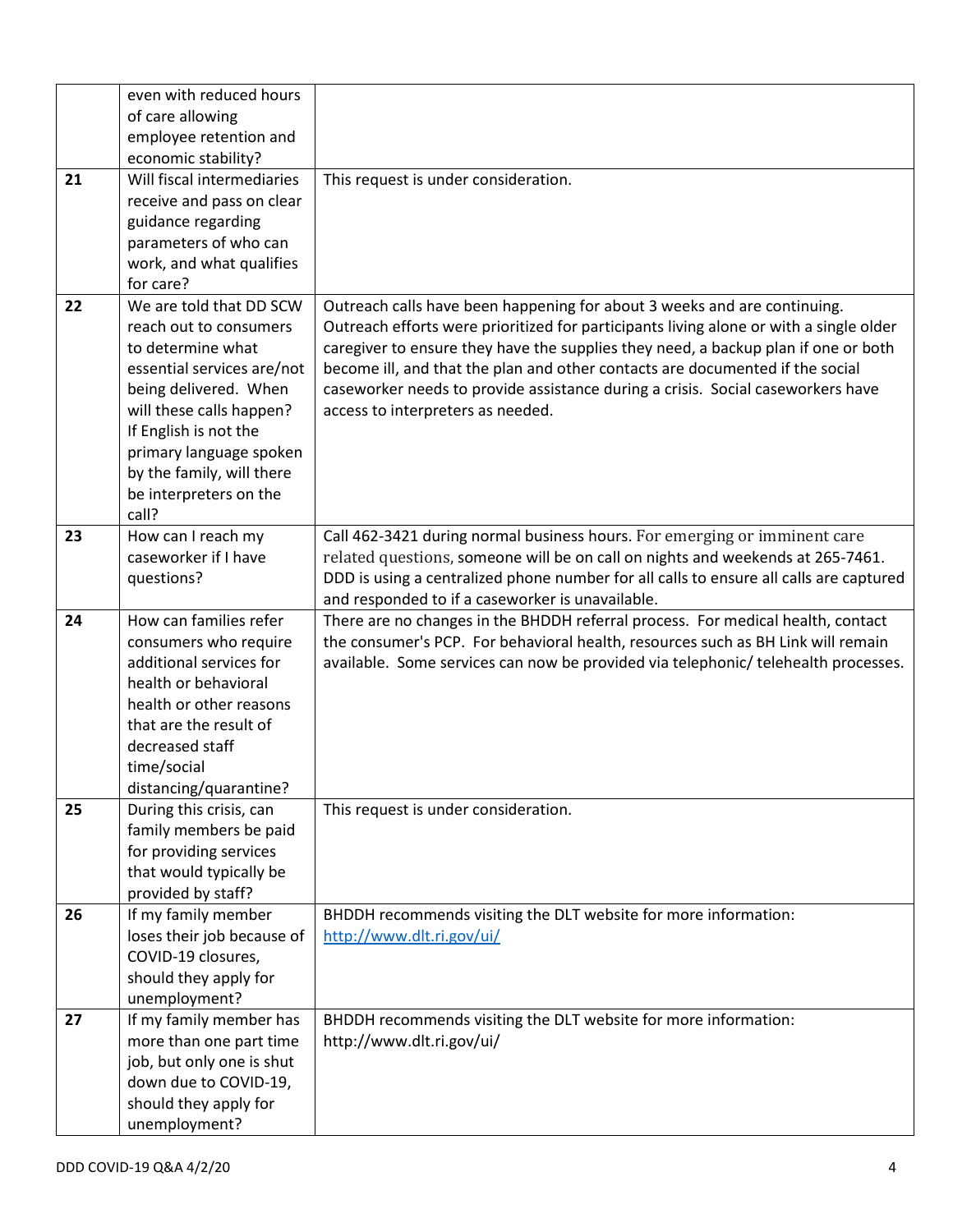| | | |
|---|---|---|
| | even with reduced hours of care allowing employee retention and economic stability? | |
| 21 | Will fiscal intermediaries receive and pass on clear guidance regarding parameters of who can work, and what qualifies for care? | This request is under consideration. |
| 22 | We are told that DD SCW reach out to consumers to determine what essential services are/not being delivered. When will these calls happen? If English is not the primary language spoken by the family, will there be interpreters on the call? | Outreach calls have been happening for about 3 weeks and are continuing. Outreach efforts were prioritized for participants living alone or with a single older caregiver to ensure they have the supplies they need, a backup plan if one or both become ill, and that the plan and other contacts are documented if the social caseworker needs to provide assistance during a crisis. Social caseworkers have access to interpreters as needed. |
| 23 | How can I reach my caseworker if I have questions? | Call 462-3421 during normal business hours. For emerging or imminent care related questions, someone will be on call on nights and weekends at 265-7461. DDD is using a centralized phone number for all calls to ensure all calls are captured and responded to if a caseworker is unavailable. |
| 24 | How can families refer consumers who require additional services for health or behavioral health or other reasons that are the result of decreased staff time/social distancing/quarantine? | There are no changes in the BHDDH referral process. For medical health, contact the consumer's PCP. For behavioral health, resources such as BH Link will remain available. Some services can now be provided via telephonic/ telehealth processes. |
| 25 | During this crisis, can family members be paid for providing services that would typically be provided by staff? | This request is under consideration. |
| 26 | If my family member loses their job because of COVID-19 closures, should they apply for unemployment? | BHDDH recommends visiting the DLT website for more information: [http://www.dlt.ri.gov/ui/](http://www.dlt.ri.gov/ui/) |
| 27 | If my family member has more than one part time job, but only one is shut down due to COVID-19, should they apply for unemployment? | BHDDH recommends visiting the DLT website for more information: http://www.dlt.ri.gov/ui/ |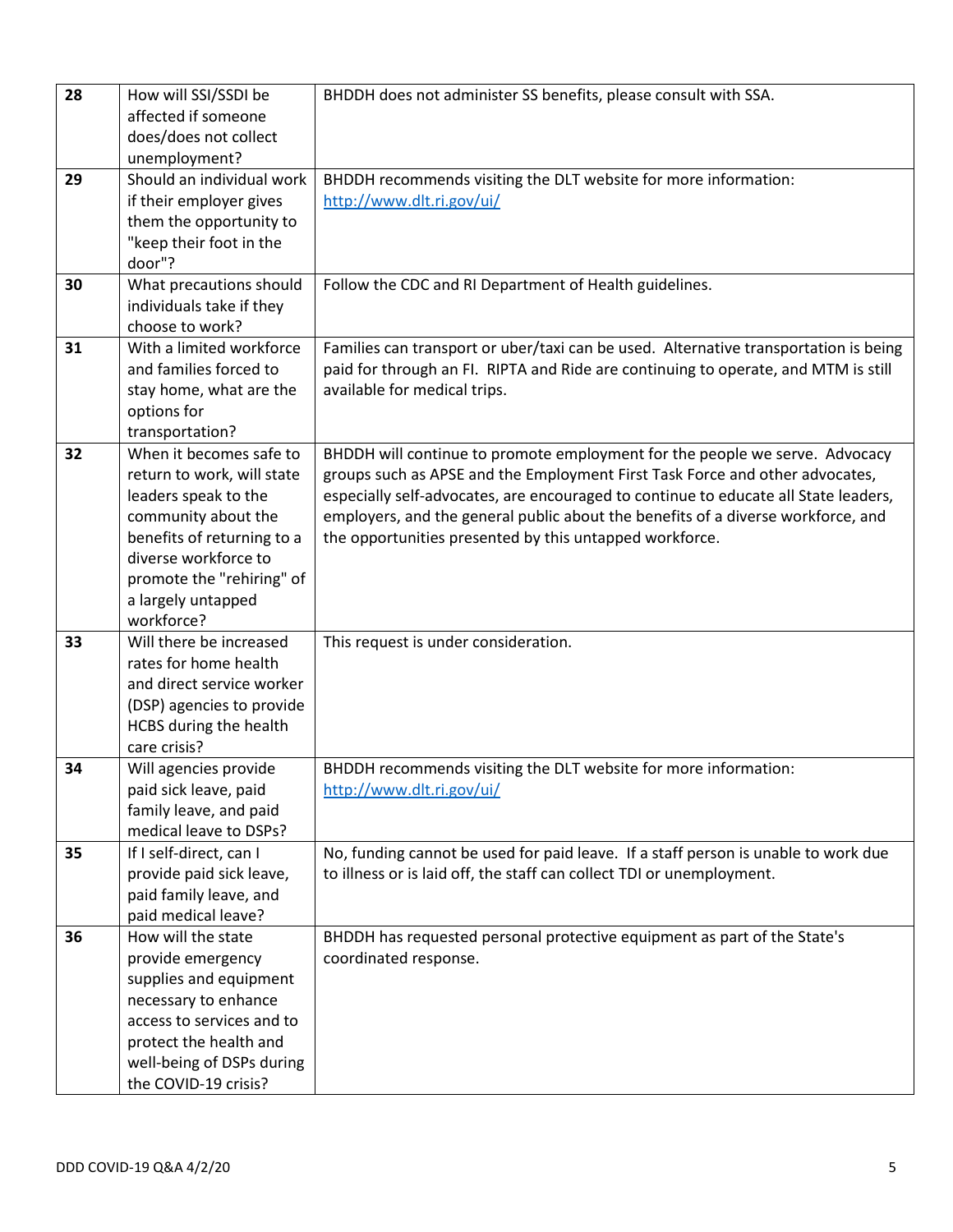| 28 | How will SSI/SSDI be affected if someone does/does not collect unemployment? | BHDDH does not administer SS benefits, please consult with SSA. |
|---|---|---|
| 29 | Should an individual work if their employer gives them the opportunity to "keep their foot in the door"? | BHDDH recommends visiting the DLT website for more information: http://www.dlt.ri.gov/ui/ |
| 30 | What precautions should individuals take if they choose to work? | Follow the CDC and RI Department of Health guidelines. |
| 31 | With a limited workforce and families forced to stay home, what are the options for transportation? | Families can transport or uber/taxi can be used. Alternative transportation is being paid for through an FI. RIPTA and Ride are continuing to operate, and MTM is still available for medical trips. |
| 32 | When it becomes safe to return to work, will state leaders speak to the community about the benefits of returning to a diverse workforce to promote the "rehiring" of a largely untapped workforce? | BHDDH will continue to promote employment for the people we serve. Advocacy groups such as APSE and the Employment First Task Force and other advocates, especially self-advocates, are encouraged to continue to educate all State leaders, employers, and the general public about the benefits of a diverse workforce, and the opportunities presented by this untapped workforce. |
| 33 | Will there be increased rates for home health and direct service worker (DSP) agencies to provide HCBS during the health care crisis? | This request is under consideration. |
| 34 | Will agencies provide paid sick leave, paid family leave, and paid medical leave to DSPs? | BHDDH recommends visiting the DLT website for more information: http://www.dlt.ri.gov/ui/ |
| 35 | If I self-direct, can I provide paid sick leave, paid family leave, and paid medical leave? | No, funding cannot be used for paid leave. If a staff person is unable to work due to illness or is laid off, the staff can collect TDI or unemployment. |
| 36 | How will the state provide emergency supplies and equipment necessary to enhance access to services and to protect the health and well-being of DSPs during the COVID-19 crisis? | BHDDH has requested personal protective equipment as part of the State's coordinated response. |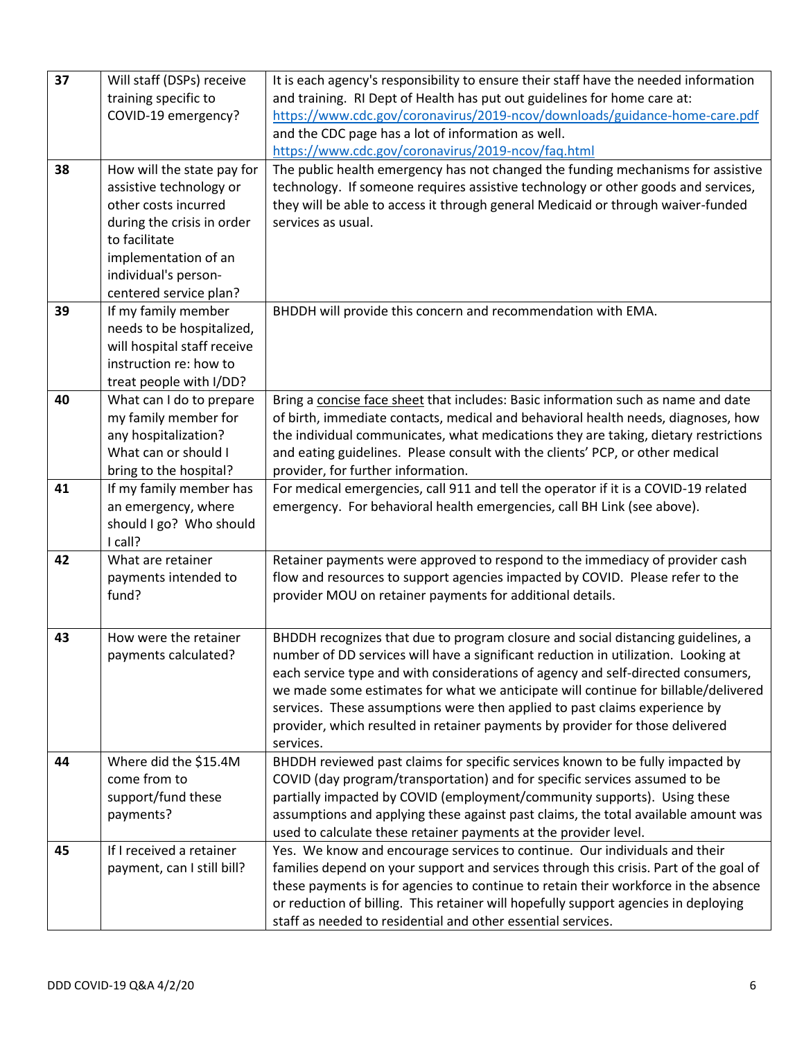| | | |
|---|---|---|
| 37 | Will staff (DSPs) receive training specific to COVID-19 emergency? | It is each agency's responsibility to ensure their staff have the needed information and training. RI Dept of Health has put out guidelines for home care at: https://www.cdc.gov/coronavirus/2019-ncov/downloads/guidance-home-care.pdf and the CDC page has a lot of information as well. https://www.cdc.gov/coronavirus/2019-ncov/faq.html |
| 38 | How will the state pay for assistive technology or other costs incurred during the crisis in order to facilitate implementation of an individual's person-centered service plan? | The public health emergency has not changed the funding mechanisms for assistive technology. If someone requires assistive technology or other goods and services, they will be able to access it through general Medicaid or through waiver-funded services as usual. |
| 39 | If my family member needs to be hospitalized, will hospital staff receive instruction re: how to treat people with I/DD? | BHDDH will provide this concern and recommendation with EMA. |
| 40 | What can I do to prepare my family member for any hospitalization? What can or should I bring to the hospital? | Bring a concise face sheet that includes: Basic information such as name and date of birth, immediate contacts, medical and behavioral health needs, diagnoses, how the individual communicates, what medications they are taking, dietary restrictions and eating guidelines. Please consult with the clients' PCP, or other medical provider, for further information. |
| 41 | If my family member has an emergency, where should I go? Who should I call? | For medical emergencies, call 911 and tell the operator if it is a COVID-19 related emergency. For behavioral health emergencies, call BH Link (see above). |
| 42 | What are retainer payments intended to fund? | Retainer payments were approved to respond to the immediacy of provider cash flow and resources to support agencies impacted by COVID. Please refer to the provider MOU on retainer payments for additional details. |
| 43 | How were the retainer payments calculated? | BHDDH recognizes that due to program closure and social distancing guidelines, a number of DD services will have a significant reduction in utilization. Looking at each service type and with considerations of agency and self-directed consumers, we made some estimates for what we anticipate will continue for billable/delivered services. These assumptions were then applied to past claims experience by provider, which resulted in retainer payments by provider for those delivered services. |
| 44 | Where did the $15.4M come from to support/fund these payments? | BHDDH reviewed past claims for specific services known to be fully impacted by COVID (day program/transportation) and for specific services assumed to be partially impacted by COVID (employment/community supports). Using these assumptions and applying these against past claims, the total available amount was used to calculate these retainer payments at the provider level. |
| 45 | If I received a retainer payment, can I still bill? | Yes. We know and encourage services to continue. Our individuals and their families depend on your support and services through this crisis. Part of the goal of these payments is for agencies to continue to retain their workforce in the absence or reduction of billing. This retainer will hopefully support agencies in deploying staff as needed to residential and other essential services. |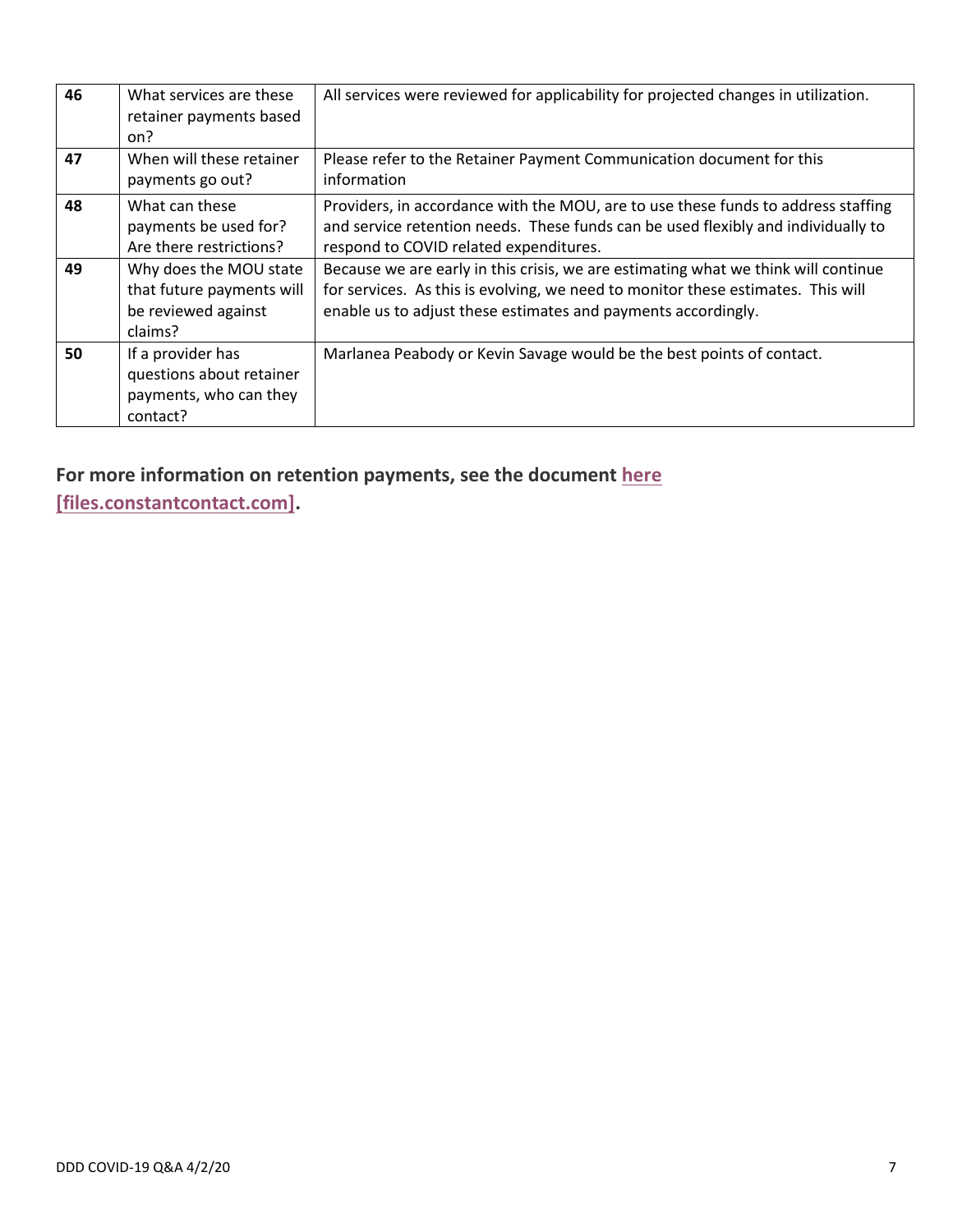| | | |
|---|---|---|
| **46** | What services are these retainer payments based on? | All services were reviewed for applicability for projected changes in utilization. |
| **47** | When will these retainer payments go out? | Please refer to the Retainer Payment Communication document for this information |
| **48** | What can these payments be used for? Are there restrictions? | Providers, in accordance with the MOU, are to use these funds to address staffing and service retention needs. These funds can be used flexibly and individually to respond to COVID related expenditures. |
| **49** | Why does the MOU state that future payments will be reviewed against claims? | Because we are early in this crisis, we are estimating what we think will continue for services. As this is evolving, we need to monitor these estimates. This will enable us to adjust these estimates and payments accordingly. |
| **50** | If a provider has questions about retainer payments, who can they contact? | Marlanea Peabody or Kevin Savage would be the best points of contact. |

**For more information on retention payments, see the document here [files.constantcontact.com].**